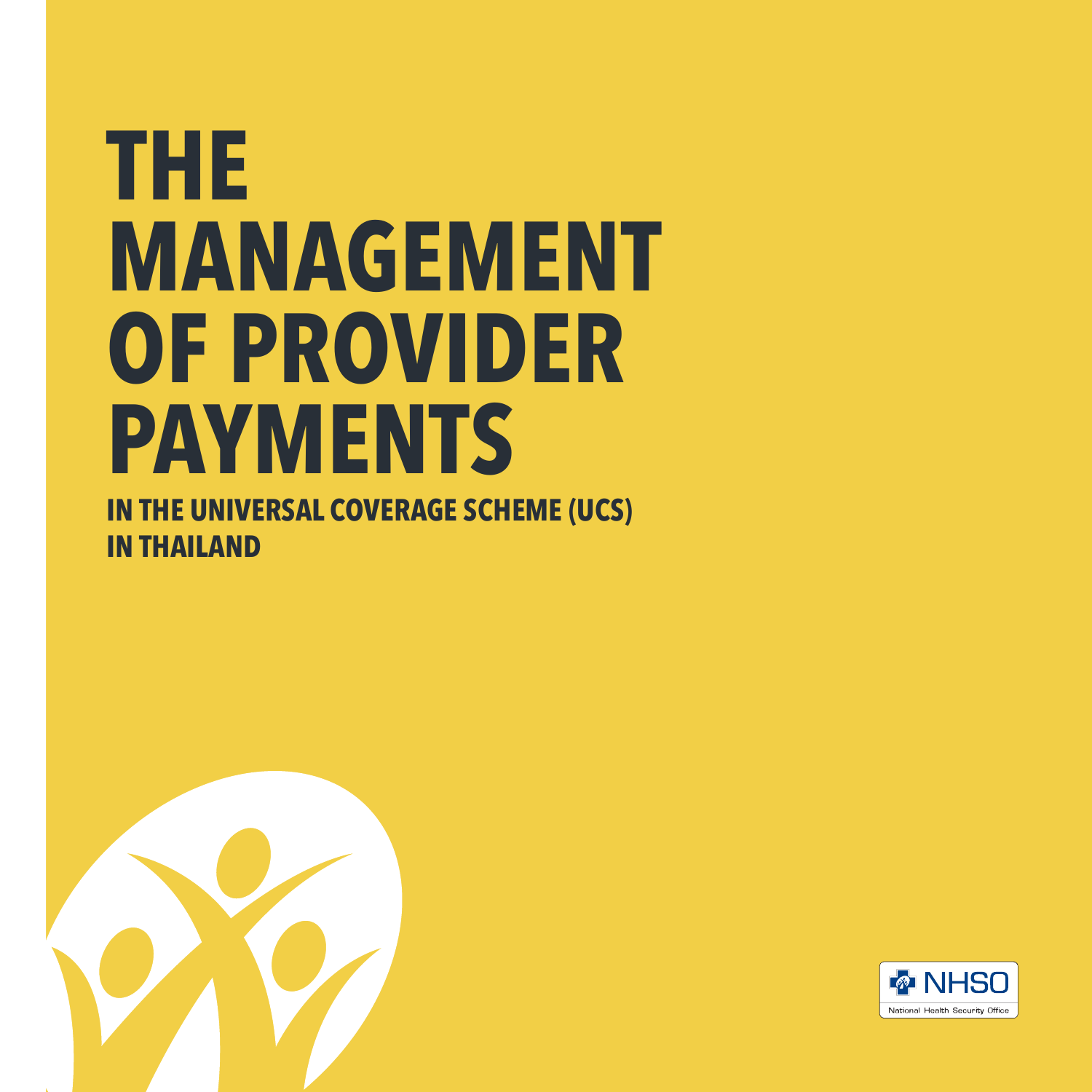# THE MANAGEMENT OF PROVIDER PAYMENTS

## IN THE UNIVERSAL COVERAGE SCHEME (UCS) IN THAILAND

NHSO

National Health Security Office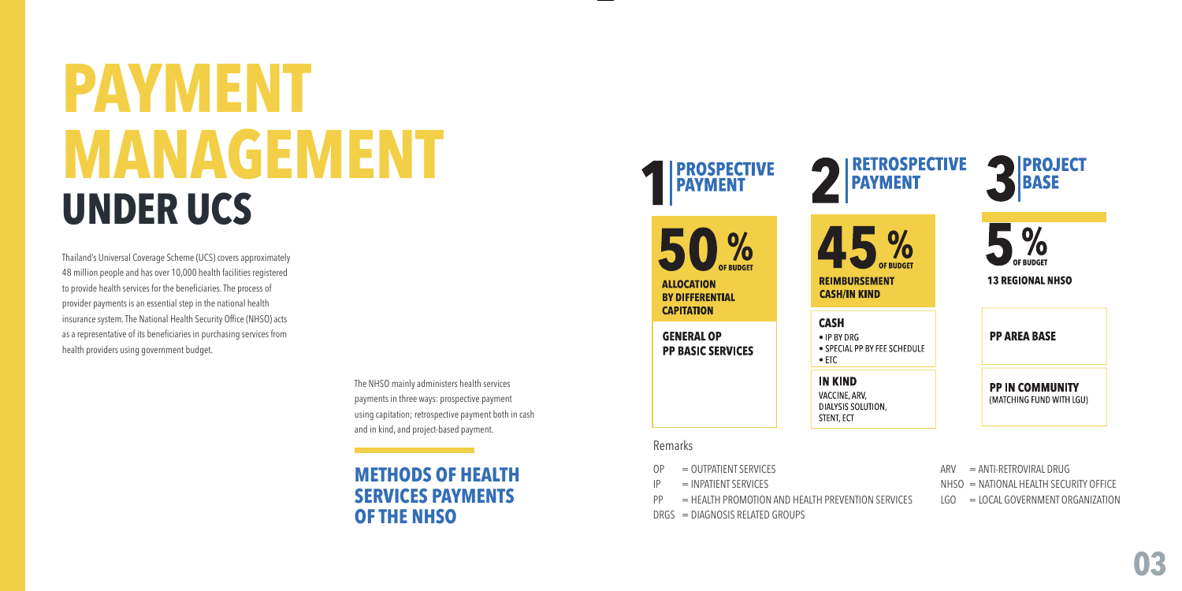# PAYMENT MANAGEMENT UNDER UCS

Thailand's Universal Coverage Scheme (UCS) covers approximately 48 million people and has over 10,000 health facilities registered to provide health services for the beneficiaries. The process of provider payments is an essential step in the national health insurance system. The National Health Security Office (NHSO) acts as a representative of its beneficiaries in purchasing services from health providers using government budget.

The NHSO mainly administers health services payments in three ways: prospective payment using capitation; retrospective payment both in cash and in kind, and project-based payment.

## METHODS OF HEALTH SERVICES PAYMENTS OF THE NHSO

### 1 PROSPECTIVE PAYMENT

**50 % OF BUDGET**

**ALLOCATION BY DIFFERENTIAL CAPITATION**

**GENERAL OP**
**PP BASIC SERVICES**

### 2 RETROSPECTIVE PAYMENT

**45 % OF BUDGET**

**REIMBURSEMENT CASH/IN KIND**

**CASH**
- IP BY DRG
- SPECIAL PP BY FEE SCHEDULE
- ETC

**IN KIND**
VACCINE, ARV, DIALYSIS SOLUTION, STENT, ECT

### 3 PROJECT BASE

**5 % OF BUDGET**

**13 REGIONAL NHSO**

**PP AREA BASE**

**PP IN COMMUNITY**
(MATCHING FUND WITH LGU)

Remarks

- OP = OUTPATIENT SERVICES
- IP = INPATIENT SERVICES
- PP = HEALTH PROMOTION AND HEALTH PREVENTION SERVICES
- DRGS = DIAGNOSIS RELATED GROUPS
- ARV = ANTI-RETROVIRAL DRUG
- NHSO = NATIONAL HEALTH SECURITY OFFICE
- LGO = LOCAL GOVERNMENT ORGANIZATION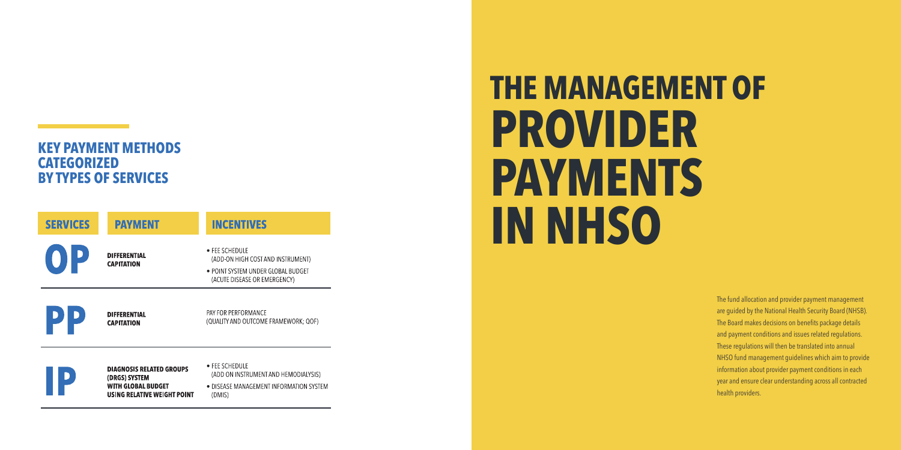# THE MANAGEMENT OF PROVIDER PAYMENTS IN NHSO

The fund allocation and provider payment management are guided by the National Health Security Board (NHSB). The Board makes decisions on benefits package details and payment conditions and issues related regulations. These regulations will then be translated into annual NHSO fund management guidelines which aim to provide information about provider payment conditions in each year and ensure clear understanding across all contracted health providers.

## KEY PAYMENT METHODS CATEGORIZED BY TYPES OF SERVICES

| SERVICES | PAYMENT | INCENTIVES |
|---|---|---|
| OP | DIFFERENTIAL CAPITATION | • FEE SCHEDULE (ADD-ON HIGH COST AND INSTRUMENT)<br>• POINT SYSTEM UNDER GLOBAL BUDGET (ACUTE DISEASE OR EMERGENCY) |
| PP | DIFFERENTIAL CAPITATION | PAY FOR PERFORMANCE (QUALITY AND OUTCOME FRAMEWORK; QOF) |
| IP | DIAGNOSIS RELATED GROUPS (DRGS) SYSTEM WITH GLOBAL BUDGET USING RELATIVE WEIGHT POINT | • FEE SCHEDULE (ADD ON INSTRUMENT AND HEMODIALYSIS)<br>• DISEASE MANAGEMENT INFORMATION SYSTEM (DMIS) |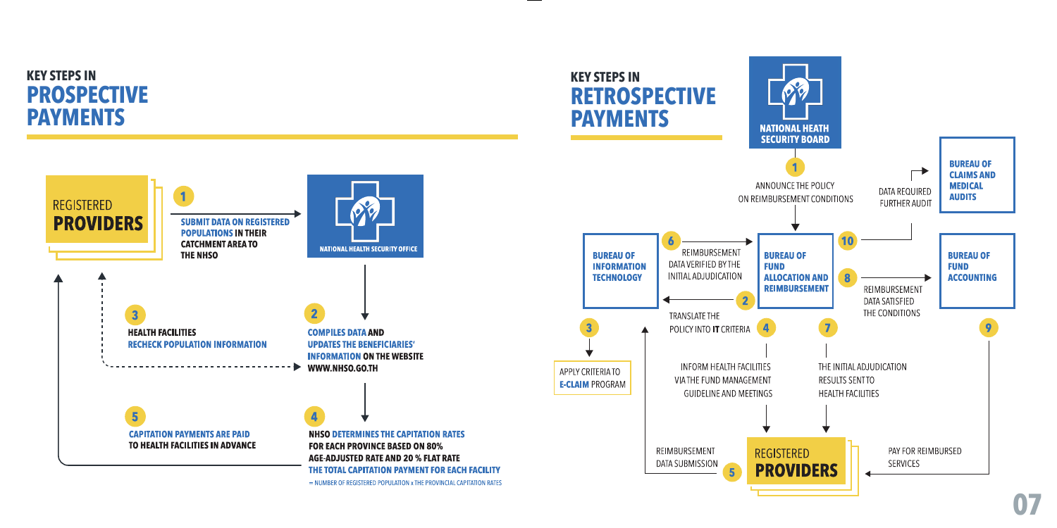## KEY STEPS IN PROSPECTIVE PAYMENTS

**REGISTERED PROVIDERS**

**NATIONAL HEALTH SECURITY OFFICE**

1. **SUBMIT DATA ON REGISTERED POPULATIONS IN THEIR CATCHMENT AREA TO THE NHSO**
2. **COMPILES DATA AND UPDATES THE BENEFICIARIES' INFORMATION ON THE WEBSITE WWW.NHSO.GO.TH**
3. **HEALTH FACILITIES RECHECK POPULATION INFORMATION**
4. **NHSO DETERMINES THE CAPITATION RATES FOR EACH PROVINCE BASED ON 80% AGE-ADJUSTED RATE AND 20 % FLAT RATE THE TOTAL CAPITATION PAYMENT FOR EACH FACILITY**
   = NUMBER OF REGISTERED POPULATION x THE PROVINCIAL CAPITATION RATES
5. **CAPITATION PAYMENTS ARE PAID TO HEALTH FACILITIES IN ADVANCE**

## KEY STEPS IN RETROSPECTIVE PAYMENTS

**NATIONAL HEATH SECURITY BOARD**

**BUREAU OF INFORMATION TECHNOLOGY**

**BUREAU OF FUND ALLOCATION AND REIMBURSEMENT**

**BUREAU OF CLAIMS AND MEDICAL AUDITS**

**BUREAU OF FUND ACCOUNTING**

**REGISTERED PROVIDERS**

1. ANNOUNCE THE POLICY ON REIMBURSEMENT CONDITIONS
2. TRANSLATE THE POLICY INTO IT CRITERIA
3. APPLY CRITERIA TO E-CLAIM PROGRAM
4. INFORM HEALTH FACILITIES VIA THE FUND MANAGEMENT GUIDELINE AND MEETINGS
5. REIMBURSEMENT DATA SUBMISSION
6. REIMBURSEMENT DATA VERIFIED BY THE INITIAL ADJUDICATION
7. THE INITIAL ADJUDICATION RESULTS SENT TO HEALTH FACILITIES
8. REIMBURSEMENT DATA SATISFIED THE CONDITIONS
9. PAY FOR REIMBURSED SERVICES
10. DATA REQUIRED FURTHER AUDIT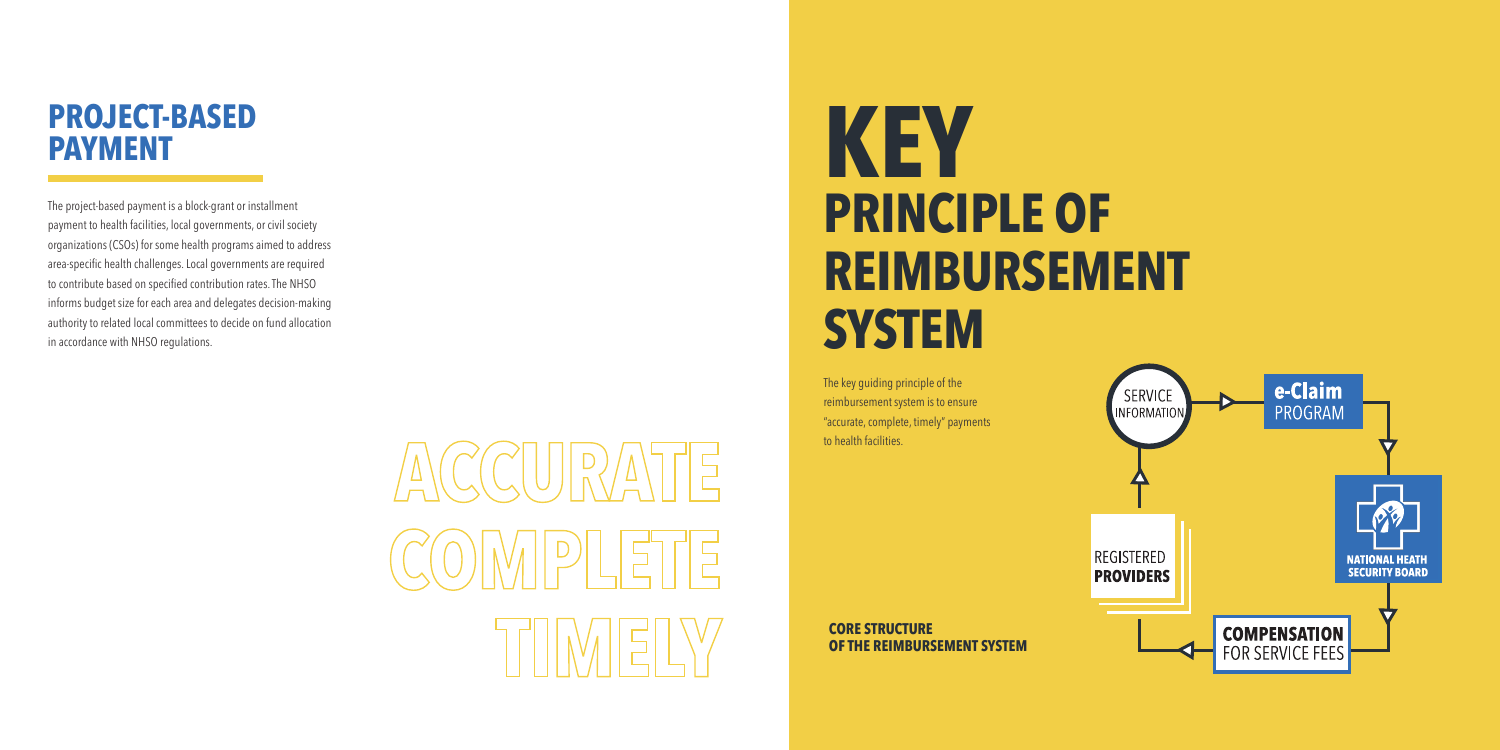## PROJECT-BASED PAYMENT

The project-based payment is a block-grant or installment payment to health facilities, local governments, or civil society organizations (CSOs) for some health programs aimed to address area-specific health challenges. Local governments are required to contribute based on specified contribution rates. The NHSO informs budget size for each area and delegates decision-making authority to related local committees to decide on fund allocation in accordance with NHSO regulations.

ACCURATE
COMPLETE
TIMELY

# KEY PRINCIPLE OF REIMBURSEMENT SYSTEM

The key guiding principle of the reimbursement system is to ensure "accurate, complete, timely" payments to health facilities.

SERVICE INFORMATION → e-Claim PROGRAM → NATIONAL HEATH SECURITY BOARD → COMPENSATION FOR SERVICE FEES → REGISTERED PROVIDERS → SERVICE INFORMATION

**CORE STRUCTURE OF THE REIMBURSEMENT SYSTEM**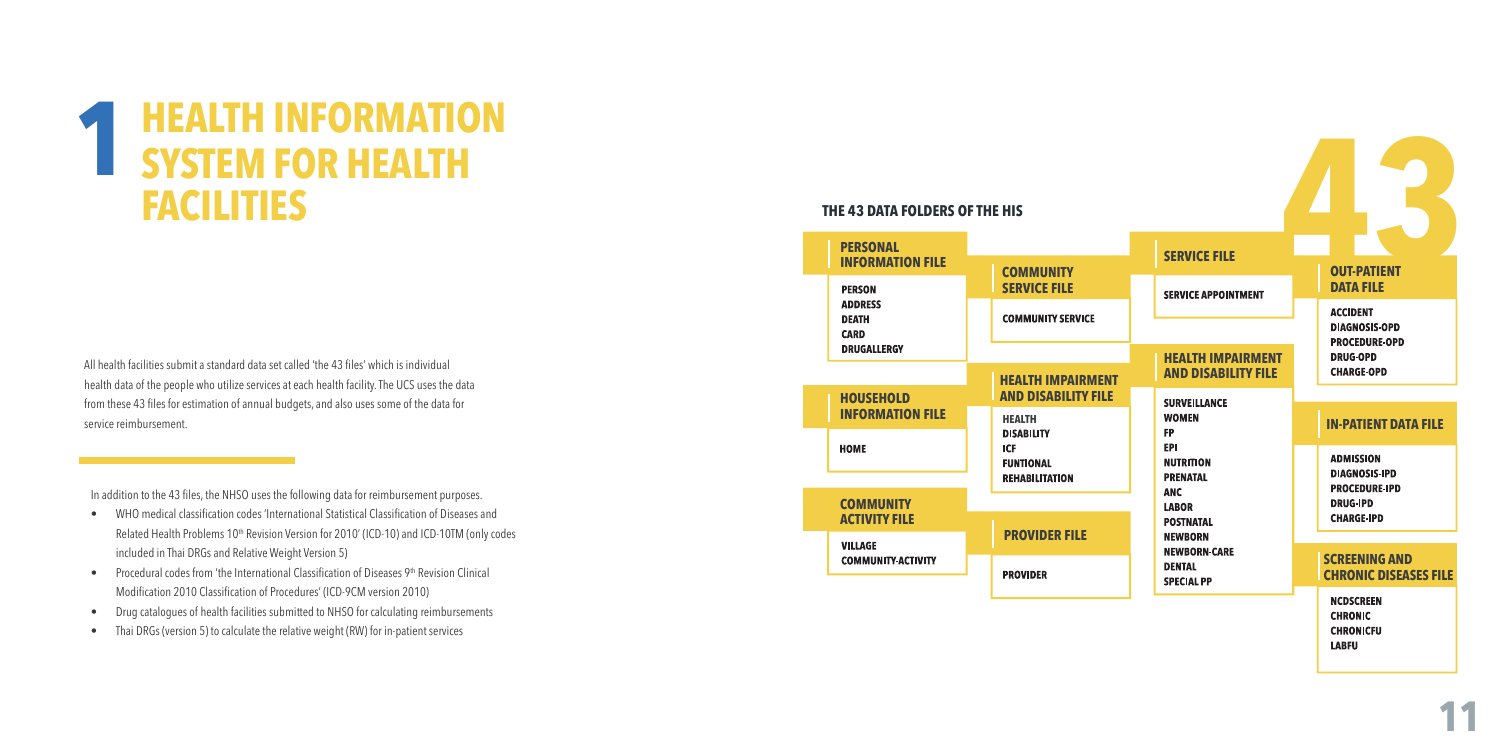# 1 HEALTH INFORMATION SYSTEM FOR HEALTH FACILITIES

All health facilities submit a standard data set called 'the 43 files' which is individual health data of the people who utilize services at each health facility. The UCS uses the data from these 43 files for estimation of annual budgets, and also uses some of the data for service reimbursement.

In addition to the 43 files, the NHSO uses the following data for reimbursement purposes.

- WHO medical classification codes 'International Statistical Classification of Diseases and Related Health Problems 10th Revision Version for 2010' (ICD-10) and ICD-10TM (only codes included in Thai DRGs and Relative Weight Version 5)
- Procedural codes from 'the International Classification of Diseases 9th Revision Clinical Modification 2010 Classification of Procedures' (ICD-9CM version 2010)
- Drug catalogues of health facilities submitted to NHSO for calculating reimbursements
- Thai DRGs (version 5) to calculate the relative weight (RW) for in-patient services

## THE 43 DATA FOLDERS OF THE HIS

**43**

**PERSONAL INFORMATION FILE**
- PERSON
- ADDRESS
- DEATH
- CARD
- DRUGALLERGY

**HOUSEHOLD INFORMATION FILE**
- HOME

**COMMUNITY ACTIVITY FILE**
- VILLAGE
- COMMUNITY-ACTIVITY

**COMMUNITY SERVICE FILE**
- COMMUNITY SERVICE

**HEALTH IMPAIRMENT AND DISABILITY FILE**
- HEALTH
- DISABILITY
- ICF
- FUNTIONAL
- REHABILITATION

**PROVIDER FILE**
- PROVIDER

**SERVICE FILE**
- SERVICE APPOINTMENT

**HEALTH IMPAIRMENT AND DISABILITY FILE**
- SURVEILLANCE
- WOMEN
- FP
- EPI
- NUTRITION
- PRENATAL
- ANC
- LABOR
- POSTNATAL
- NEWBORN
- NEWBORN-CARE
- DENTAL
- SPECIAL PP

**OUT-PATIENT DATA FILE**
- ACCIDENT
- DIAGNOSIS-OPD
- PROCEDURE-OPD
- DRUG-OPD
- CHARGE-OPD

**IN-PATIENT DATA FILE**
- ADMISSION
- DIAGNOSIS-IPD
- PROCEDURE-IPD
- DRUG-IPD
- CHARGE-IPD

**SCREENING AND CHRONIC DISEASES FILE**
- NCDSCREEN
- CHRONIC
- CHRONICFU
- LABFU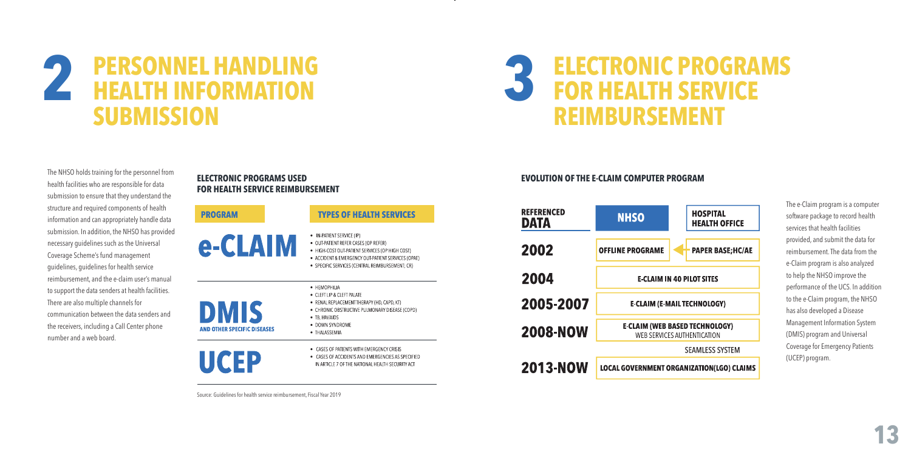# 2 PERSONNEL HANDLING HEALTH INFORMATION SUBMISSION

The NHSO holds training for the personnel from health facilities who are responsible for data submission to ensure that they understand the structure and required components of health information and can appropriately handle data submission. In addition, the NHSO has provided necessary guidelines such as the Universal Coverage Scheme's fund management guidelines, guidelines for health service reimbursement, and the e-claim user's manual to support the data senders at health facilities. There are also multiple channels for communication between the data senders and the receivers, including a Call Center phone number and a web board.

### ELECTRONIC PROGRAMS USED FOR HEALTH SERVICE REIMBURSEMENT

| PROGRAM | TYPES OF HEALTH SERVICES |
| --- | --- |
| e-CLAIM | • IN-PATIENT SERVICE (IP)<br>• OUT-PATIENT REFER CASES (OP REFER)<br>• HIGH-COST OUT-PATIENT SERVICES (OP HIGH COST)<br>• ACCIDENT & EMERGENCY OUT-PATIENT SERVICES (OPAE)<br>• SPECIFIC SERVICES (CENTRAL REIMBURSEMENT; CR) |
| DMIS AND OTHER SPECIFIC DISEASES | • HEMOPHILIA<br>• CLEFT LIP & CLEFT PALATE<br>• RENAL REPLACEMENT THERAPY (HD, CAPD, KT)<br>• CHRONIC OBSTRUCTIVE PULMONARY DISEASE (COPD)<br>• TB, HIV/AIDS<br>• DOWN SYNDROME<br>• THALASSEMIA |
| UCEP | • CASES OF PATIENTS WITH EMERGENCY CRISIS<br>• CASES OF ACCIDENTS AND EMERGENCIES AS SPECIFIED IN ARTICLE 7 OF THE NATIONAL HEALTH SECURITY ACT |

Source: Guidelines for health service reimbursement, Fiscal Year 2019

# 3 ELECTRONIC PROGRAMS FOR HEALTH SERVICE REIMBURSEMENT

### EVOLUTION OF THE E-CLAIM COMPUTER PROGRAM

| REFERENCED DATA | NHSO | HOSPITAL HEALTH OFFICE |
| --- | --- | --- |
| 2002 | OFFLINE PROGRAME | PAPER BASE;HC/AE |
| 2004 | E-CLAIM IN 40 PILOT SITES | |
| 2005-2007 | E-CLAIM (E-MAIL TECHNOLOGY) | |
| 2008-NOW | E-CLAIM (WEB BASED TECHNOLOGY)<br>WEB SERVICES AUTHENTICATION | |
| | SEAMLESS SYSTEM | |
| 2013-NOW | LOCAL GOVERNMENT ORGANIZATION(LGO) CLAIMS | |

The e-Claim program is a computer software package to record health services that health facilities provided, and submit the data for reimbursement. The data from the e-Claim program is also analyzed to help the NHSO improve the performance of the UCS. In addition to the e-Claim program, the NHSO has also developed a Disease Management Information System (DMIS) program and Universal Coverage for Emergency Patients (UCEP) program.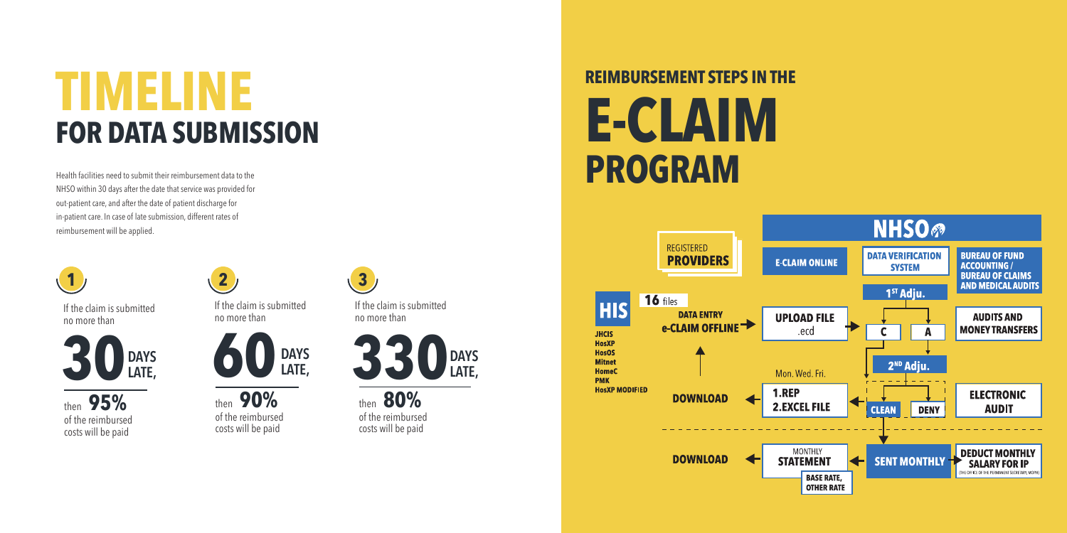# TIMELINE
## FOR DATA SUBMISSION

Health facilities need to submit their reimbursement data to the NHSO within 30 days after the date that service was provided for out-patient care, and after the date of patient discharge for in-patient care. In case of late submission, different rates of reimbursement will be applied.

**1**

If the claim is submitted no more than

**30 DAYS LATE,**

then **95%** of the reimbursed costs will be paid

**2**

If the claim is submitted no more than

**60 DAYS LATE,**

then **90%** of the reimbursed costs will be paid

**3**

If the claim is submitted no more than

**330 DAYS LATE,**

then **80%** of the reimbursed costs will be paid

## REIMBURSEMENT STEPS IN THE
# E-CLAIM
## PROGRAM

REGISTERED **PROVIDERS**

**NHSO**

**E-CLAIM ONLINE**

**DATA VERIFICATION SYSTEM**

**BUREAU OF FUND ACCOUNTING / BUREAU OF CLAIMS AND MEDICAL AUDITS**

**HIS**

JHCIS
HosXP
HosOS
Mitnet
HomeC
PMK
HosXP MODIFIED

**16** files

**DATA ENTRY e-CLAIM OFFLINE**

**UPLOAD FILE** .ecd

**1ST Adju.**

**C** **A**

**AUDITS AND MONEY TRANSFERS**

Mon. Wed. Fri.

**2ND Adju.**

**DOWNLOAD**

**1.REP**
**2.EXCEL FILE**

**CLEAN** **DENY**

**ELECTRONIC AUDIT**

**DOWNLOAD**

MONTHLY **STATEMENT**

**BASE RATE, OTHER RATE**

**SENT MONTHLY**

**DEDUCT MONTHLY SALARY FOR IP** (THE OFFICE OF THE PERMANENT SECRETARY, MOPH)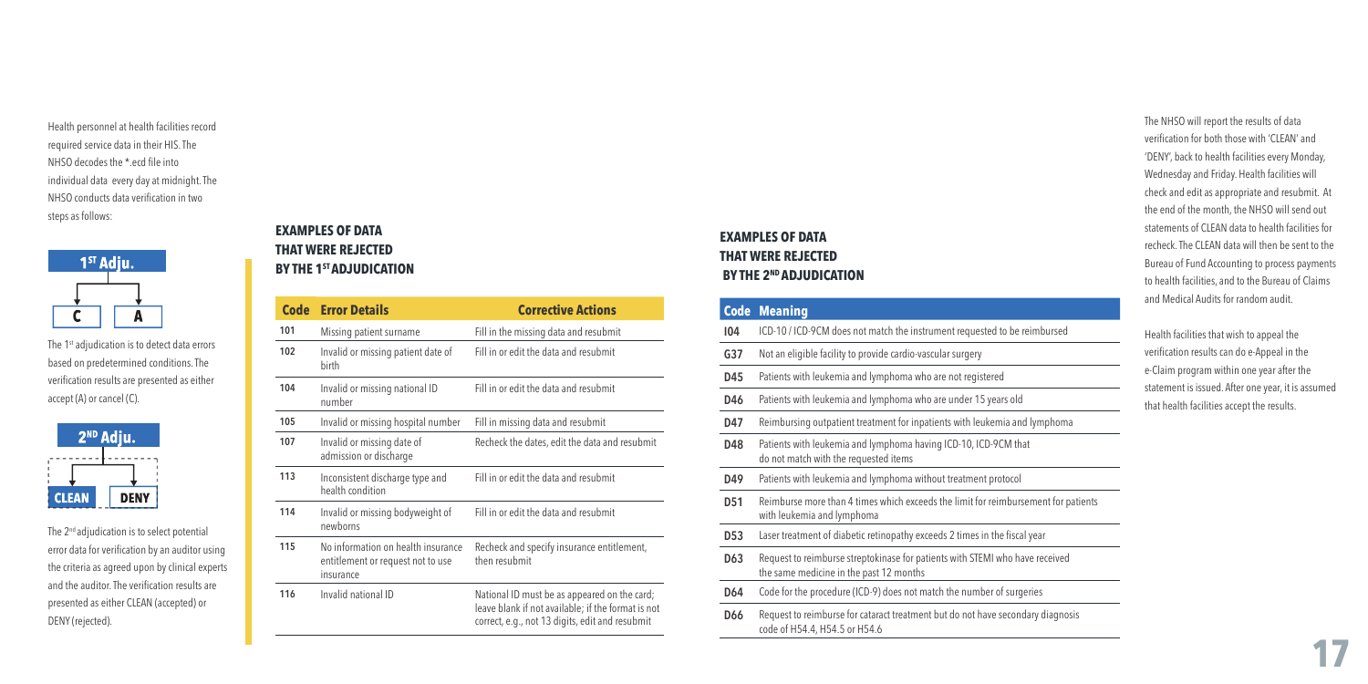Health personnel at health facilities record required service data in their HIS. The NHSO decodes the *.ecd file into individual data every day at midnight. The NHSO conducts data verification in two steps as follows:

**1[ST] Adju.**

**C** | **A**

The 1[st] adjudication is to detect data errors based on predetermined conditions. The verification results are presented as either accept (A) or cancel (C).

**2[ND] Adju.**

**CLEAN** | **DENY**

The 2[nd] adjudication is to select potential error data for verification by an auditor using the criteria as agreed upon by clinical experts and the auditor. The verification results are presented as either CLEAN (accepted) or DENY (rejected).

### EXAMPLES OF DATA THAT WERE REJECTED BY THE 1[ST] ADJUDICATION

| Code | Error Details | Corrective Actions |
|---|---|---|
| 101 | Missing patient surname | Fill in the missing data and resubmit |
| 102 | Invalid or missing patient date of birth | Fill in or edit the data and resubmit |
| 104 | Invalid or missing national ID number | Fill in or edit the data and resubmit |
| 105 | Invalid or missing hospital number | Fill in missing data and resubmit |
| 107 | Invalid or missing date of admission or discharge | Recheck the dates, edit the data and resubmit |
| 113 | Inconsistent discharge type and health condition | Fill in or edit the data and resubmit |
| 114 | Invalid or missing bodyweight of newborns | Fill in or edit the data and resubmit |
| 115 | No information on health insurance entitlement or request not to use insurance | Recheck and specify insurance entitlement, then resubmit |
| 116 | Invalid national ID | National ID must be as appeared on the card; leave blank if not available; if the format is not correct, e.g., not 13 digits, edit and resubmit |

### EXAMPLES OF DATA THAT WERE REJECTED BY THE 2[ND] ADJUDICATION

| Code | Meaning |
|---|---|
| I04 | ICD-10 / ICD-9CM does not match the instrument requested to be reimbursed |
| G37 | Not an eligible facility to provide cardio-vascular surgery |
| D45 | Patients with leukemia and lymphoma who are not registered |
| D46 | Patients with leukemia and lymphoma who are under 15 years old |
| D47 | Reimbursing outpatient treatment for inpatients with leukemia and lymphoma |
| D48 | Patients with leukemia and lymphoma having ICD-10, ICD-9CM that do not match with the requested items |
| D49 | Patients with leukemia and lymphoma without treatment protocol |
| D51 | Reimburse more than 4 times which exceeds the limit for reimbursement for patients with leukemia and lymphoma |
| D53 | Laser treatment of diabetic retinopathy exceeds 2 times in the fiscal year |
| D63 | Request to reimburse streptokinase for patients with STEMI who have received the same medicine in the past 12 months |
| D64 | Code for the procedure (ICD-9) does not match the number of surgeries |
| D66 | Request to reimburse for cataract treatment but do not have secondary diagnosis code of H54.4, H54.5 or H54.6 |

The NHSO will report the results of data verification for both those with 'CLEAN' and 'DENY', back to health facilities every Monday, Wednesday and Friday. Health facilities will check and edit as appropriate and resubmit. At the end of the month, the NHSO will send out statements of CLEAN data to health facilities for recheck. The CLEAN data will then be sent to the Bureau of Fund Accounting to process payments to health facilities, and to the Bureau of Claims and Medical Audits for random audit.

Health facilities that wish to appeal the verification results can do e-Appeal in the e-Claim program within one year after the statement is issued. After one year, it is assumed that health facilities accept the results.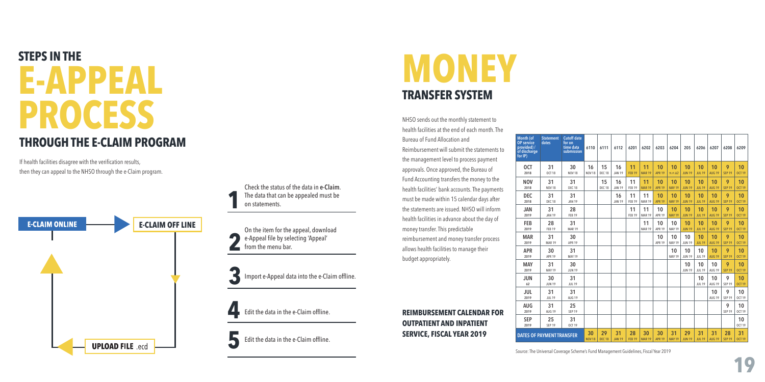# STEPS IN THE E-APPEAL PROCESS

## THROUGH THE E-CLAIM PROGRAM

If health facilities disagree with the verification results, then they can appeal to the NHSO through the e-Claim program.

E-CLAIM ONLINE → E-CLAIM OFF LINE → UPLOAD FILE .ecd

1. Check the status of the data in **e-Claim**. The data that can be appealed must be on statements.
2. On the item for the appeal, download e-Appeal file by selecting 'Appeal' from the menu bar.
3. Import e-Appeal data into the e-Claim offline.
4. Edit the data in the e-Claim offline.
5. Edit the data in the e-Claim offline.

# MONEY

## TRANSFER SYSTEM

NHSO sends out the monthly statement to health facilities at the end of each month. The Bureau of Fund Allocation and Reimbursement will submit the statements to the management level to process payment approvals. Once approved, the Bureau of Fund Accounting transfers the money to the health facilities' bank accounts. The payments must be made within 15 calendar days after the statements are issued. NHSO will inform health facilities in advance about the day of money transfer. This predictable reimbursement and money transfer process allows health facilities to manage their budget appropriately.

### REIMBURSEMENT CALENDAR FOR OUTPATIENT AND INPATIENT SERVICE, FISCAL YEAR 2019

| Month (of OP service provided) / of discharge for IP) | Statement dates | Cutoff date for on time data submission | 6110 | 6111 | 6112 | 6201 | 6202 | 6203 | 6204 | 205 | 6206 | 6207 | 6208 | 6209 |
|---|---|---|---|---|---|---|---|---|---|---|---|---|---|---|
| OCT 2018 | 31 OCT 18 | 30 NOV 18 | 16 NOV 18 | 15 DEC 18 | 16 JAN 19 | 11 FEB 19 | 11 MAR 19 | 10 APR 19 | 10 พ.ค.62 | 10 JUN 19 | 10 JUL 19 | 10 AUG 19 | 9 SEP 19 | 10 OCT 19 |
| NOV 2018 | 31 NOV 18 | 31 DEC 18 | | 15 DEC 18 | 16 JAN 19 | 11 FEB 19 | 11 MAR 19 | 10 APR 19 | 10 MAY 19 | 10 JUN 19 | 10 JUL 19 | 10 AUG 19 | 9 SEP 19 | 10 OCT 19 |
| DEC 2018 | 31 DEC 18 | 31 JAN 19 | | | 16 JAN 19 | 11 FEB 19 | 11 MAR 19 | 10 APR 19 | 10 MAY 19 | 10 JUN 19 | 10 JUL 19 | 10 AUG 19 | 9 SEP 19 | 10 OCT 19 |
| JAN 2019 | 31 JAN 19 | 28 FEB 19 | | | | 11 FEB 19 | 11 MAR 19 | 10 APR 19 | 10 MAY 19 | 10 JUN 19 | 10 JUL 19 | 10 AUG 19 | 9 SEP 19 | 10 OCT 19 |
| FEB 2019 | 28 FEB 19 | 31 MAR 19 | | | | | 11 MAR 19 | 10 APR 19 | 10 MAY 19 | 10 JUN 19 | 10 JUL 19 | 10 AUG 19 | 9 SEP 19 | 10 OCT 19 |
| MAR 2019 | 31 MAR 19 | 30 APR 19 | | | | | | 10 APR 19 | 10 MAY 19 | 10 JUN 19 | 10 JUL 19 | 10 AUG 19 | 9 SEP 19 | 10 OCT 19 |
| APR 2019 | 30 APR 19 | 31 MAY 19 | | | | | | | 10 MAY 19 | 10 JUN 19 | 10 JUL 19 | 10 AUG 19 | 9 SEP 19 | 10 OCT 19 |
| MAY 2019 | 31 MAY 19 | 30 JUN 19 | | | | | | | | 10 JUN 19 | 10 JUL 19 | 10 AUG 19 | 9 SEP 19 | 10 OCT 19 |
| JUN 62 | 30 JUN 19 | 31 JUL 19 | | | | | | | | | 10 JUL 19 | 10 AUG 19 | 9 SEP 19 | 10 OCT 19 |
| JUL 2019 | 31 JUL 19 | 31 AUG 19 | | | | | | | | | | 10 AUG 19 | 9 SEP 19 | 10 OCT 19 |
| AUG 2019 | 31 AUG 19 | 25 SEP 19 | | | | | | | | | | | 9 SEP 19 | 10 OCT 19 |
| SEP 2019 | 25 SEP 19 | 31 OCT 19 | | | | | | | | | | | | 10 OCT 19 |
| DATES OF PAYMENT TRANSFER | | | 30 NOV 18 | 29 DEC 18 | 31 JAN 19 | 28 FEB 19 | 30 MAR 19 | 30 APR 19 | 31 MAY 19 | 29 JUN 19 | 31 JUL 19 | 31 AUG 19 | 28 SEP 19 | 31 OCT 19 |

Source: The Universal Coverage Scheme's Fund Management Guidelines, Fiscal Year 2019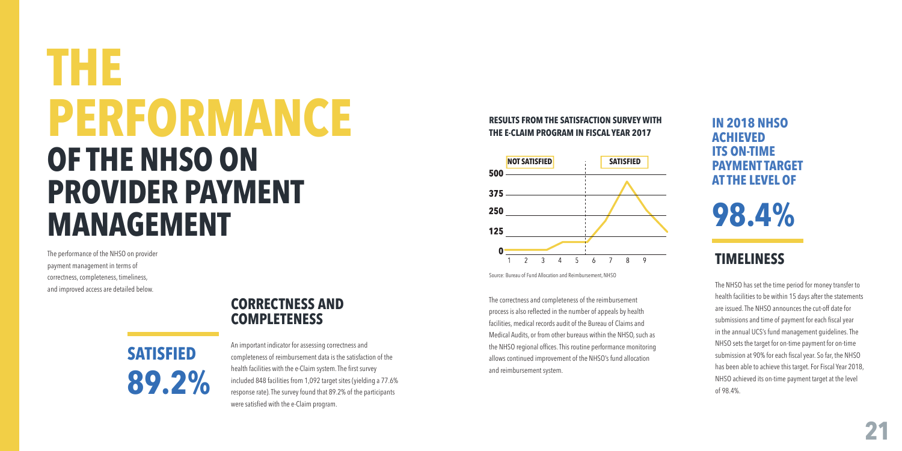# THE PERFORMANCE OF THE NHSO ON PROVIDER PAYMENT MANAGEMENT

The performance of the NHSO on provider payment management in terms of correctness, completeness, timeliness, and improved access are detailed below.

## CORRECTNESS AND COMPLETENESS

**SATISFIED 89.2%**

An important indicator for assessing correctness and completeness of reimbursement data is the satisfaction of the health facilities with the e-Claim system. The first survey included 848 facilities from 1,092 target sites (yielding a 77.6% response rate). The survey found that 89.2% of the participants were satisfied with the e-Claim program.

**RESULTS FROM THE SATISFACTION SURVEY WITH THE E-CLAIM PROGRAM IN FISCAL YEAR 2017**

Source: Bureau of Fund Allocation and Reimbursement, NHSO

The correctness and completeness of the reimbursement process is also reflected in the number of appeals by health facilities, medical records audit of the Bureau of Claims and Medical Audits, or from other bureaus within the NHSO, such as the NHSO regional offices. This routine performance monitoring allows continued improvement of the NHSO's fund allocation and reimbursement system.

**IN 2018 NHSO ACHIEVED ITS ON-TIME PAYMENT TARGET AT THE LEVEL OF**

**98.4%**

## TIMELINESS

The NHSO has set the time period for money transfer to health facilities to be within 15 days after the statements are issued. The NHSO announces the cut-off date for submissions and time of payment for each fiscal year in the annual UCS's fund management guidelines. The NHSO sets the target for on-time payment for on-time submission at 90% for each fiscal year. So far, the NHSO has been able to achieve this target. For Fiscal Year 2018, NHSO achieved its on-time payment target at the level of 98.4%.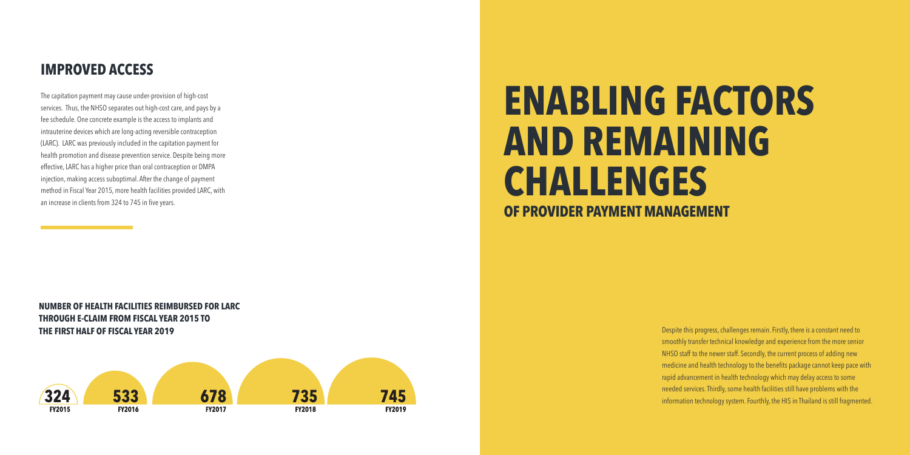## IMPROVED ACCESS

The capitation payment may cause under-provision of high-cost services. Thus, the NHSO separates out high-cost care, and pays by a fee schedule. One concrete example is the access to implants and intrauterine devices which are long-acting reversible contraception (LARC). LARC was previously included in the capitation payment for health promotion and disease prevention service. Despite being more effective, LARC has a higher price than oral contraception or DMPA injection, making access suboptimal. After the change of payment method in Fiscal Year 2015, more health facilities provided LARC, with an increase in clients from 324 to 745 in five years.

**NUMBER OF HEALTH FACILITIES REIMBURSED FOR LARC THROUGH E-CLAIM FROM FISCAL YEAR 2015 TO THE FIRST HALF OF FISCAL YEAR 2019**

| FY2015 | FY2016 | FY2017 | FY2018 | FY2019 |
| --- | --- | --- | --- | --- |
| 324 | 533 | 678 | 735 | 745 |

# ENABLING FACTORS AND REMAINING CHALLENGES

## OF PROVIDER PAYMENT MANAGEMENT

Despite this progress, challenges remain. Firstly, there is a constant need to smoothly transfer technical knowledge and experience from the more senior NHSO staff to the newer staff. Secondly, the current process of adding new medicine and health technology to the benefits package cannot keep pace with rapid advancement in health technology which may delay access to some needed services. Thirdly, some health facilities still have problems with the information technology system. Fourthly, the HIS in Thailand is still fragmented.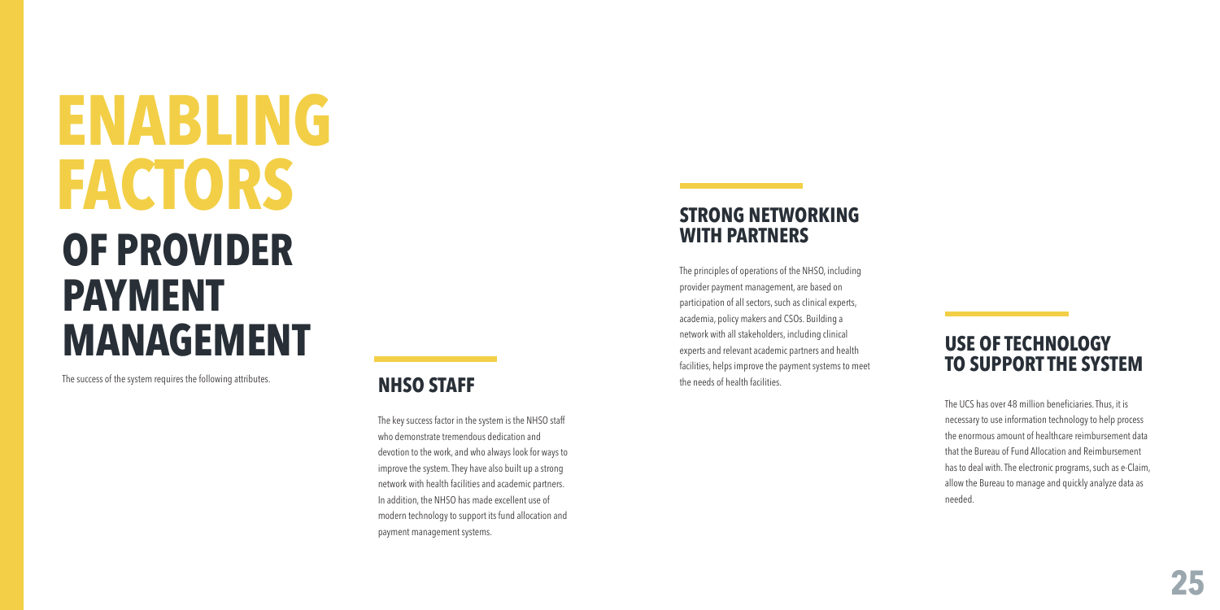# ENABLING FACTORS OF PROVIDER PAYMENT MANAGEMENT

The success of the system requires the following attributes.

## NHSO STAFF

The key success factor in the system is the NHSO staff who demonstrate tremendous dedication and devotion to the work, and who always look for ways to improve the system. They have also built up a strong network with health facilities and academic partners. In addition, the NHSO has made excellent use of modern technology to support its fund allocation and payment management systems.

## STRONG NETWORKING WITH PARTNERS

The principles of operations of the NHSO, including provider payment management, are based on participation of all sectors, such as clinical experts, academia, policy makers and CSOs. Building a network with all stakeholders, including clinical experts and relevant academic partners and health facilities, helps improve the payment systems to meet the needs of health facilities.

## USE OF TECHNOLOGY TO SUPPORT THE SYSTEM

The UCS has over 48 million beneficiaries. Thus, it is necessary to use information technology to help process the enormous amount of healthcare reimbursement data that the Bureau of Fund Allocation and Reimbursement has to deal with. The electronic programs, such as e-Claim, allow the Bureau to manage and quickly analyze data as needed.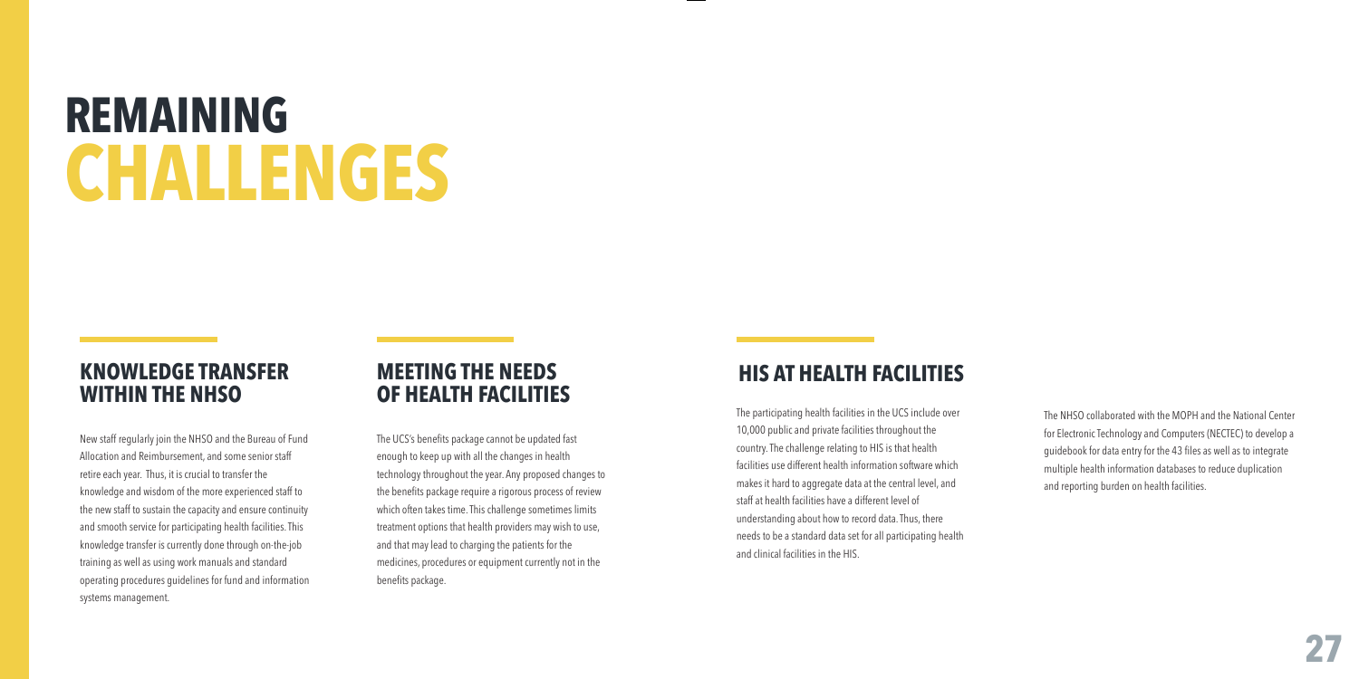# REMAINING CHALLENGES

## KNOWLEDGE TRANSFER WITHIN THE NHSO

New staff regularly join the NHSO and the Bureau of Fund Allocation and Reimbursement, and some senior staff retire each year. Thus, it is crucial to transfer the knowledge and wisdom of the more experienced staff to the new staff to sustain the capacity and ensure continuity and smooth service for participating health facilities. This knowledge transfer is currently done through on-the-job training as well as using work manuals and standard operating procedures guidelines for fund and information systems management.

## MEETING THE NEEDS OF HEALTH FACILITIES

The UCS's benefits package cannot be updated fast enough to keep up with all the changes in health technology throughout the year. Any proposed changes to the benefits package require a rigorous process of review which often takes time. This challenge sometimes limits treatment options that health providers may wish to use, and that may lead to charging the patients for the medicines, procedures or equipment currently not in the benefits package.

## HIS AT HEALTH FACILITIES

The participating health facilities in the UCS include over 10,000 public and private facilities throughout the country. The challenge relating to HIS is that health facilities use different health information software which makes it hard to aggregate data at the central level, and staff at health facilities have a different level of understanding about how to record data. Thus, there needs to be a standard data set for all participating health and clinical facilities in the HIS.

The NHSO collaborated with the MOPH and the National Center for Electronic Technology and Computers (NECTEC) to develop a guidebook for data entry for the 43 files as well as to integrate multiple health information databases to reduce duplication and reporting burden on health facilities.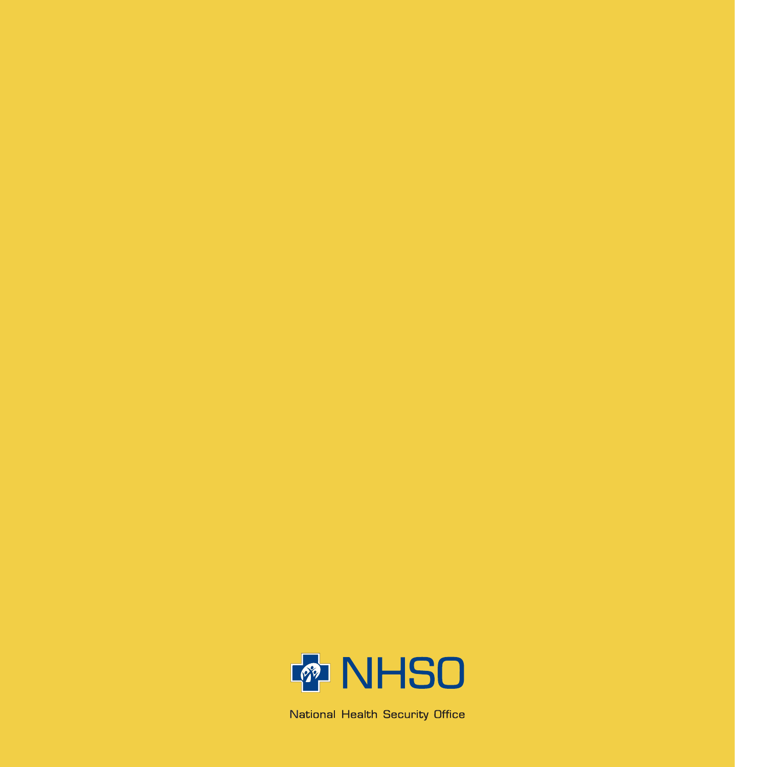NHSO

National Health Security Office